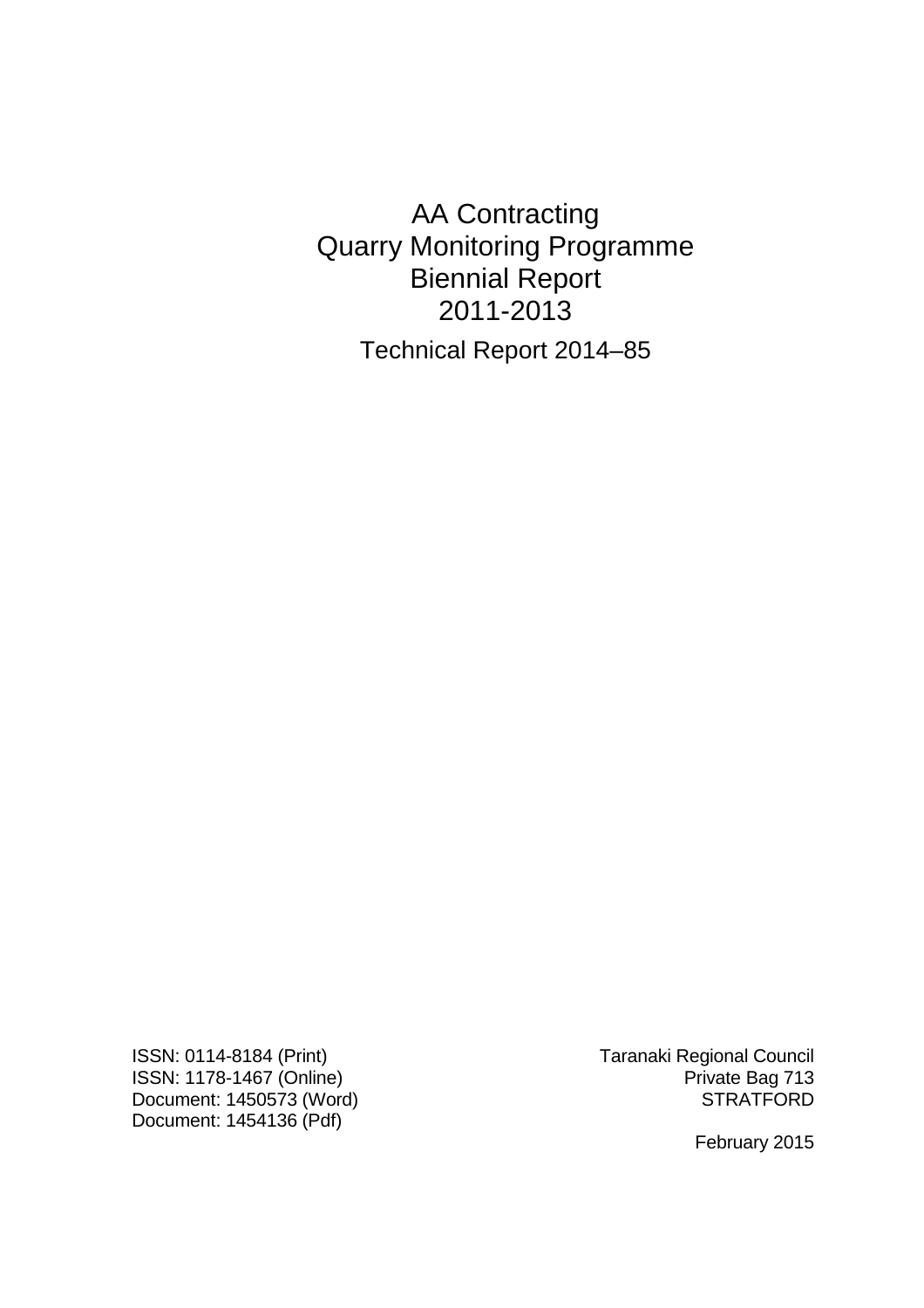# AA Contracting
# Quarry Monitoring Programme
# Biennial Report
# 2011-2013

Technical Report 2014–85

ISSN: 0114-8184 (Print)
ISSN: 1178-1467 (Online)
Document: 1450573 (Word)
Document: 1454136 (Pdf)

Taranaki Regional Council
Private Bag 713
STRATFORD

February 2015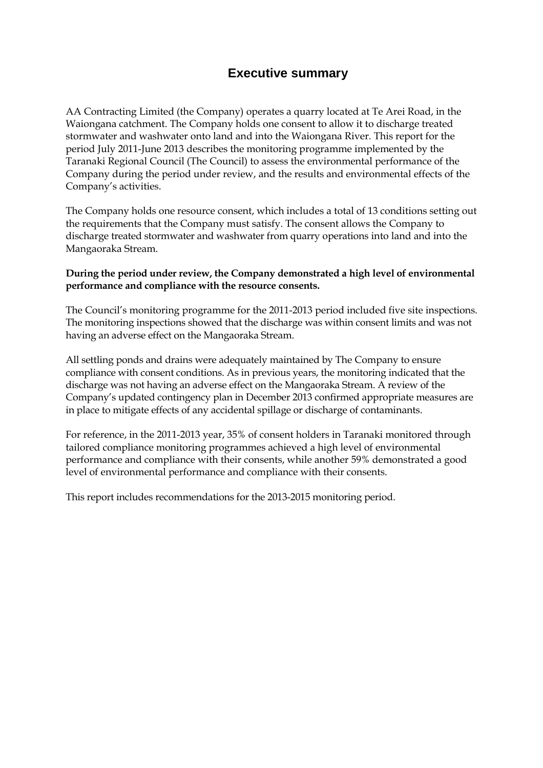# Executive summary

AA Contracting Limited (the Company) operates a quarry located at Te Arei Road, in the Waiongana catchment. The Company holds one consent to allow it to discharge treated stormwater and washwater onto land and into the Waiongana River. This report for the period July 2011-June 2013 describes the monitoring programme implemented by the Taranaki Regional Council (The Council) to assess the environmental performance of the Company during the period under review, and the results and environmental effects of the Company's activities.

The Company holds one resource consent, which includes a total of 13 conditions setting out the requirements that the Company must satisfy. The consent allows the Company to discharge treated stormwater and washwater from quarry operations into land and into the Mangaoraka Stream.

**During the period under review, the Company demonstrated a high level of environmental performance and compliance with the resource consents.**

The Council's monitoring programme for the 2011-2013 period included five site inspections. The monitoring inspections showed that the discharge was within consent limits and was not having an adverse effect on the Mangaoraka Stream.

All settling ponds and drains were adequately maintained by The Company to ensure compliance with consent conditions. As in previous years, the monitoring indicated that the discharge was not having an adverse effect on the Mangaoraka Stream. A review of the Company's updated contingency plan in December 2013 confirmed appropriate measures are in place to mitigate effects of any accidental spillage or discharge of contaminants.

For reference, in the 2011-2013 year, 35% of consent holders in Taranaki monitored through tailored compliance monitoring programmes achieved a high level of environmental performance and compliance with their consents, while another 59% demonstrated a good level of environmental performance and compliance with their consents.

This report includes recommendations for the 2013-2015 monitoring period.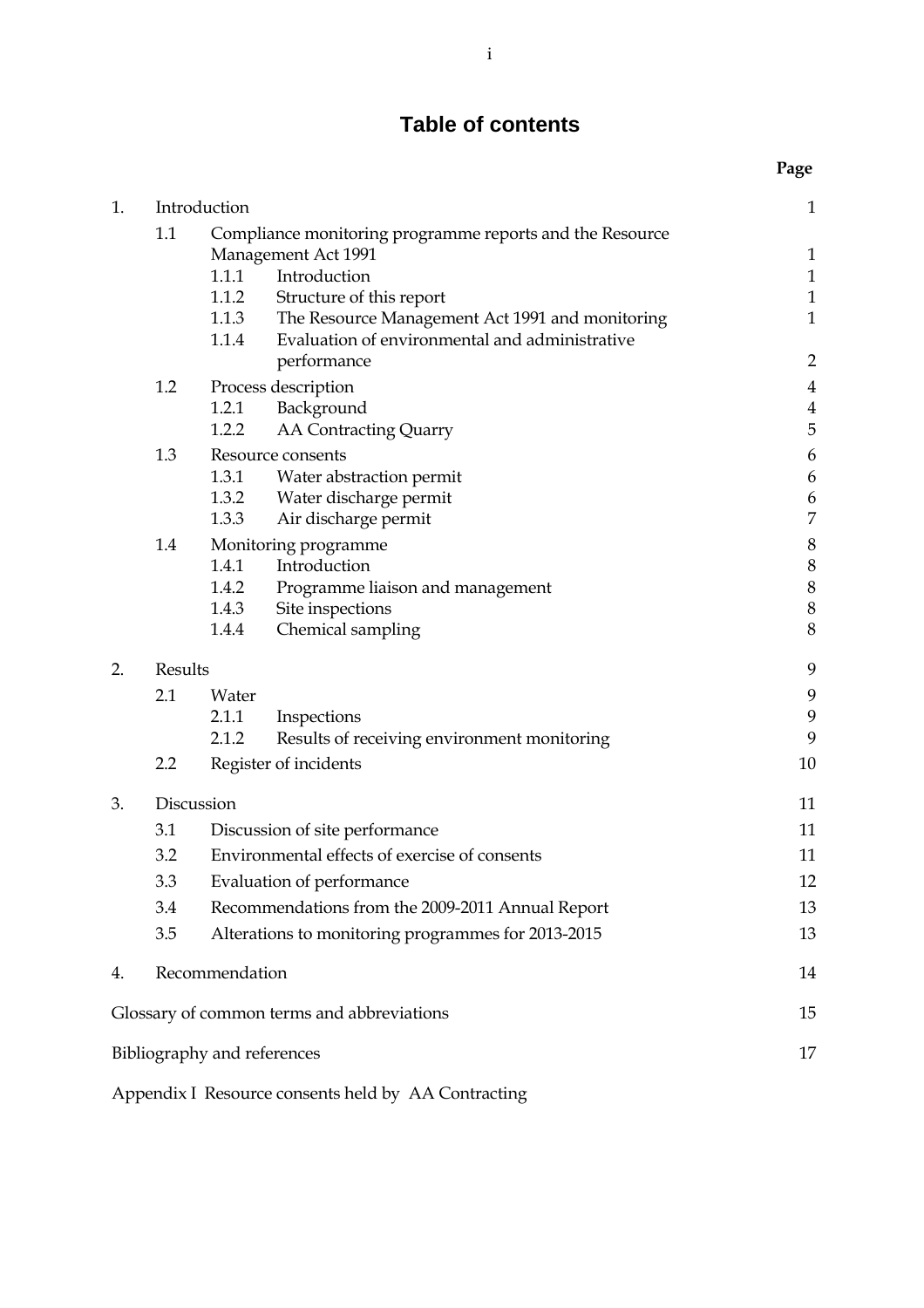# Table of contents

| | | Page |
|---|---|---|
| 1. | Introduction | 1 |
| 1.1 | Compliance monitoring programme reports and the Resource Management Act 1991 | 1 |
| 1.1.1 | Introduction | 1 |
| 1.1.2 | Structure of this report | 1 |
| 1.1.3 | The Resource Management Act 1991 and monitoring | 1 |
| 1.1.4 | Evaluation of environmental and administrative performance | 2 |
| 1.2 | Process description | 4 |
| 1.2.1 | Background | 4 |
| 1.2.2 | AA Contracting Quarry | 5 |
| 1.3 | Resource consents | 6 |
| 1.3.1 | Water abstraction permit | 6 |
| 1.3.2 | Water discharge permit | 6 |
| 1.3.3 | Air discharge permit | 7 |
| 1.4 | Monitoring programme | 8 |
| 1.4.1 | Introduction | 8 |
| 1.4.2 | Programme liaison and management | 8 |
| 1.4.3 | Site inspections | 8 |
| 1.4.4 | Chemical sampling | 8 |
| 2. | Results | 9 |
| 2.1 | Water | 9 |
| 2.1.1 | Inspections | 9 |
| 2.1.2 | Results of receiving environment monitoring | 9 |
| 2.2 | Register of incidents | 10 |
| 3. | Discussion | 11 |
| 3.1 | Discussion of site performance | 11 |
| 3.2 | Environmental effects of exercise of consents | 11 |
| 3.3 | Evaluation of performance | 12 |
| 3.4 | Recommendations from the 2009-2011 Annual Report | 13 |
| 3.5 | Alterations to monitoring programmes for 2013-2015 | 13 |
| 4. | Recommendation | 14 |
| | Glossary of common terms and abbreviations | 15 |
| | Bibliography and references | 17 |
| | Appendix I Resource consents held by AA Contracting | |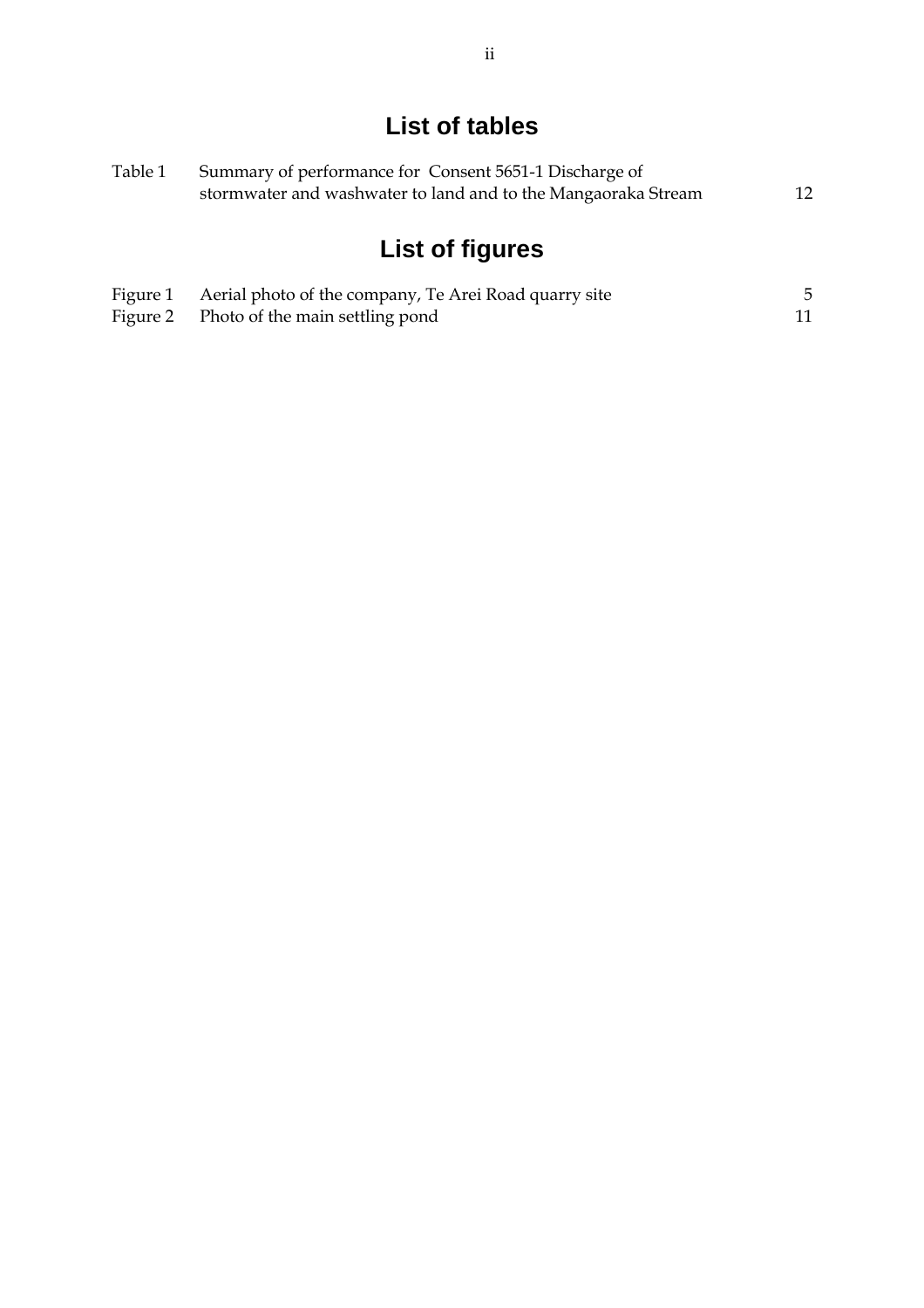# List of tables

| | | |
|---|---|---|
| Table 1 | Summary of performance for Consent 5651-1 Discharge of stormwater and washwater to land and to the Mangaoraka Stream | 12 |

# List of figures

| | | |
|---|---|---|
| Figure 1 | Aerial photo of the company, Te Arei Road quarry site | 5 |
| Figure 2 | Photo of the main settling pond | 11 |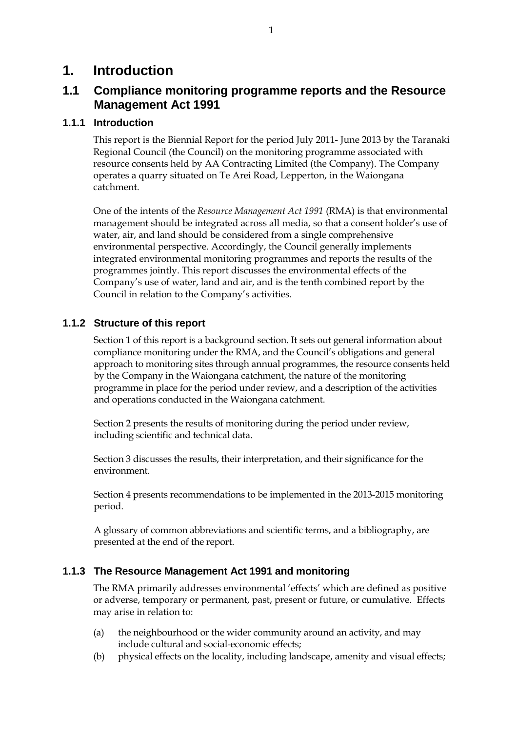# 1. Introduction

## 1.1 Compliance monitoring programme reports and the Resource Management Act 1991

### 1.1.1 Introduction

This report is the Biennial Report for the period July 2011- June 2013 by the Taranaki Regional Council (the Council) on the monitoring programme associated with resource consents held by AA Contracting Limited (the Company). The Company operates a quarry situated on Te Arei Road, Lepperton, in the Waiongana catchment.

One of the intents of the *Resource Management Act 1991* (RMA) is that environmental management should be integrated across all media, so that a consent holder's use of water, air, and land should be considered from a single comprehensive environmental perspective. Accordingly, the Council generally implements integrated environmental monitoring programmes and reports the results of the programmes jointly. This report discusses the environmental effects of the Company's use of water, land and air, and is the tenth combined report by the Council in relation to the Company's activities.

### 1.1.2 Structure of this report

Section 1 of this report is a background section. It sets out general information about compliance monitoring under the RMA, and the Council's obligations and general approach to monitoring sites through annual programmes, the resource consents held by the Company in the Waiongana catchment, the nature of the monitoring programme in place for the period under review, and a description of the activities and operations conducted in the Waiongana catchment.

Section 2 presents the results of monitoring during the period under review, including scientific and technical data.

Section 3 discusses the results, their interpretation, and their significance for the environment.

Section 4 presents recommendations to be implemented in the 2013-2015 monitoring period.

A glossary of common abbreviations and scientific terms, and a bibliography, are presented at the end of the report.

### 1.1.3 The Resource Management Act 1991 and monitoring

The RMA primarily addresses environmental 'effects' which are defined as positive or adverse, temporary or permanent, past, present or future, or cumulative. Effects may arise in relation to:

(a) the neighbourhood or the wider community around an activity, and may include cultural and social-economic effects;

(b) physical effects on the locality, including landscape, amenity and visual effects;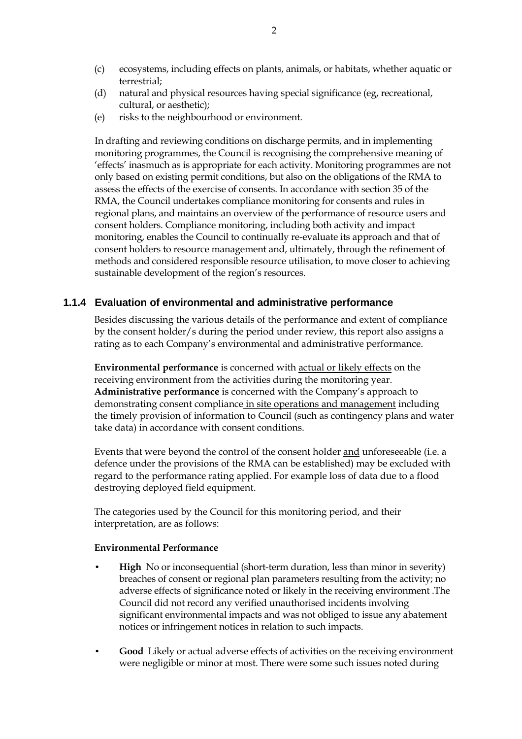(c) ecosystems, including effects on plants, animals, or habitats, whether aquatic or terrestrial;
(d) natural and physical resources having special significance (eg, recreational, cultural, or aesthetic);
(e) risks to the neighbourhood or environment.

In drafting and reviewing conditions on discharge permits, and in implementing monitoring programmes, the Council is recognising the comprehensive meaning of 'effects' inasmuch as is appropriate for each activity. Monitoring programmes are not only based on existing permit conditions, but also on the obligations of the RMA to assess the effects of the exercise of consents. In accordance with section 35 of the RMA, the Council undertakes compliance monitoring for consents and rules in regional plans, and maintains an overview of the performance of resource users and consent holders. Compliance monitoring, including both activity and impact monitoring, enables the Council to continually re-evaluate its approach and that of consent holders to resource management and, ultimately, through the refinement of methods and considered responsible resource utilisation, to move closer to achieving sustainable development of the region's resources.

### 1.1.4 Evaluation of environmental and administrative performance

Besides discussing the various details of the performance and extent of compliance by the consent holder/s during the period under review, this report also assigns a rating as to each Company's environmental and administrative performance.

**Environmental performance** is concerned with actual or likely effects on the receiving environment from the activities during the monitoring year. **Administrative performance** is concerned with the Company's approach to demonstrating consent compliance in site operations and management including the timely provision of information to Council (such as contingency plans and water take data) in accordance with consent conditions.

Events that were beyond the control of the consent holder and unforeseeable (i.e. a defence under the provisions of the RMA can be established) may be excluded with regard to the performance rating applied. For example loss of data due to a flood destroying deployed field equipment.

The categories used by the Council for this monitoring period, and their interpretation, are as follows:

**Environmental Performance**

- **High** No or inconsequential (short-term duration, less than minor in severity) breaches of consent or regional plan parameters resulting from the activity; no adverse effects of significance noted or likely in the receiving environment .The Council did not record any verified unauthorised incidents involving significant environmental impacts and was not obliged to issue any abatement notices or infringement notices in relation to such impacts.
- **Good** Likely or actual adverse effects of activities on the receiving environment were negligible or minor at most. There were some such issues noted during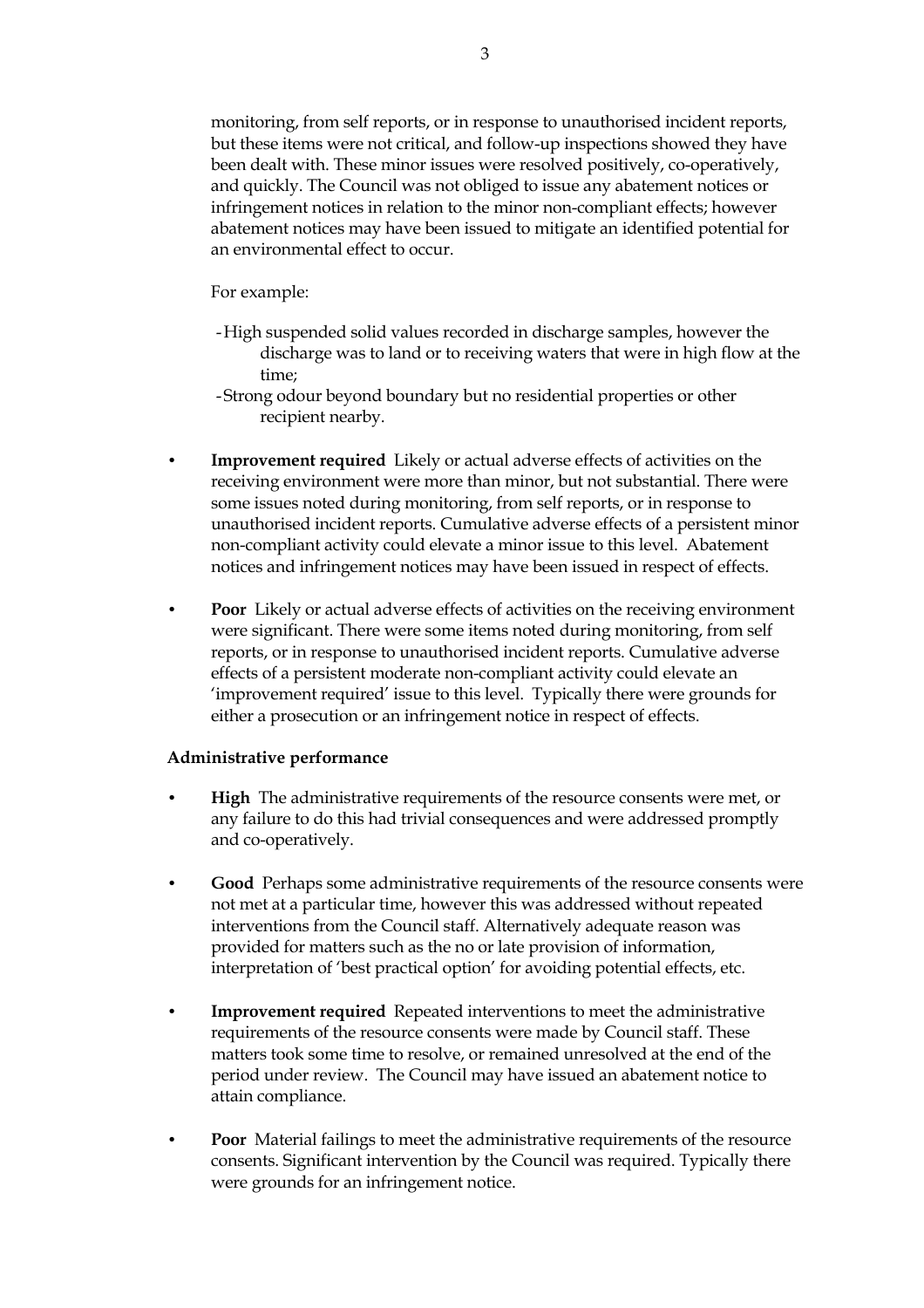monitoring, from self reports, or in response to unauthorised incident reports, but these items were not critical, and follow-up inspections showed they have been dealt with. These minor issues were resolved positively, co-operatively, and quickly. The Council was not obliged to issue any abatement notices or infringement notices in relation to the minor non-compliant effects; however abatement notices may have been issued to mitigate an identified potential for an environmental effect to occur.

For example:

- High suspended solid values recorded in discharge samples, however the discharge was to land or to receiving waters that were in high flow at the time;
- Strong odour beyond boundary but no residential properties or other recipient nearby.

- **Improvement required** Likely or actual adverse effects of activities on the receiving environment were more than minor, but not substantial. There were some issues noted during monitoring, from self reports, or in response to unauthorised incident reports. Cumulative adverse effects of a persistent minor non-compliant activity could elevate a minor issue to this level. Abatement notices and infringement notices may have been issued in respect of effects.

- **Poor** Likely or actual adverse effects of activities on the receiving environment were significant. There were some items noted during monitoring, from self reports, or in response to unauthorised incident reports. Cumulative adverse effects of a persistent moderate non-compliant activity could elevate an 'improvement required' issue to this level. Typically there were grounds for either a prosecution or an infringement notice in respect of effects.

**Administrative performance**

- **High** The administrative requirements of the resource consents were met, or any failure to do this had trivial consequences and were addressed promptly and co-operatively.

- **Good** Perhaps some administrative requirements of the resource consents were not met at a particular time, however this was addressed without repeated interventions from the Council staff. Alternatively adequate reason was provided for matters such as the no or late provision of information, interpretation of 'best practical option' for avoiding potential effects, etc.

- **Improvement required** Repeated interventions to meet the administrative requirements of the resource consents were made by Council staff. These matters took some time to resolve, or remained unresolved at the end of the period under review. The Council may have issued an abatement notice to attain compliance.

- **Poor** Material failings to meet the administrative requirements of the resource consents. Significant intervention by the Council was required. Typically there were grounds for an infringement notice.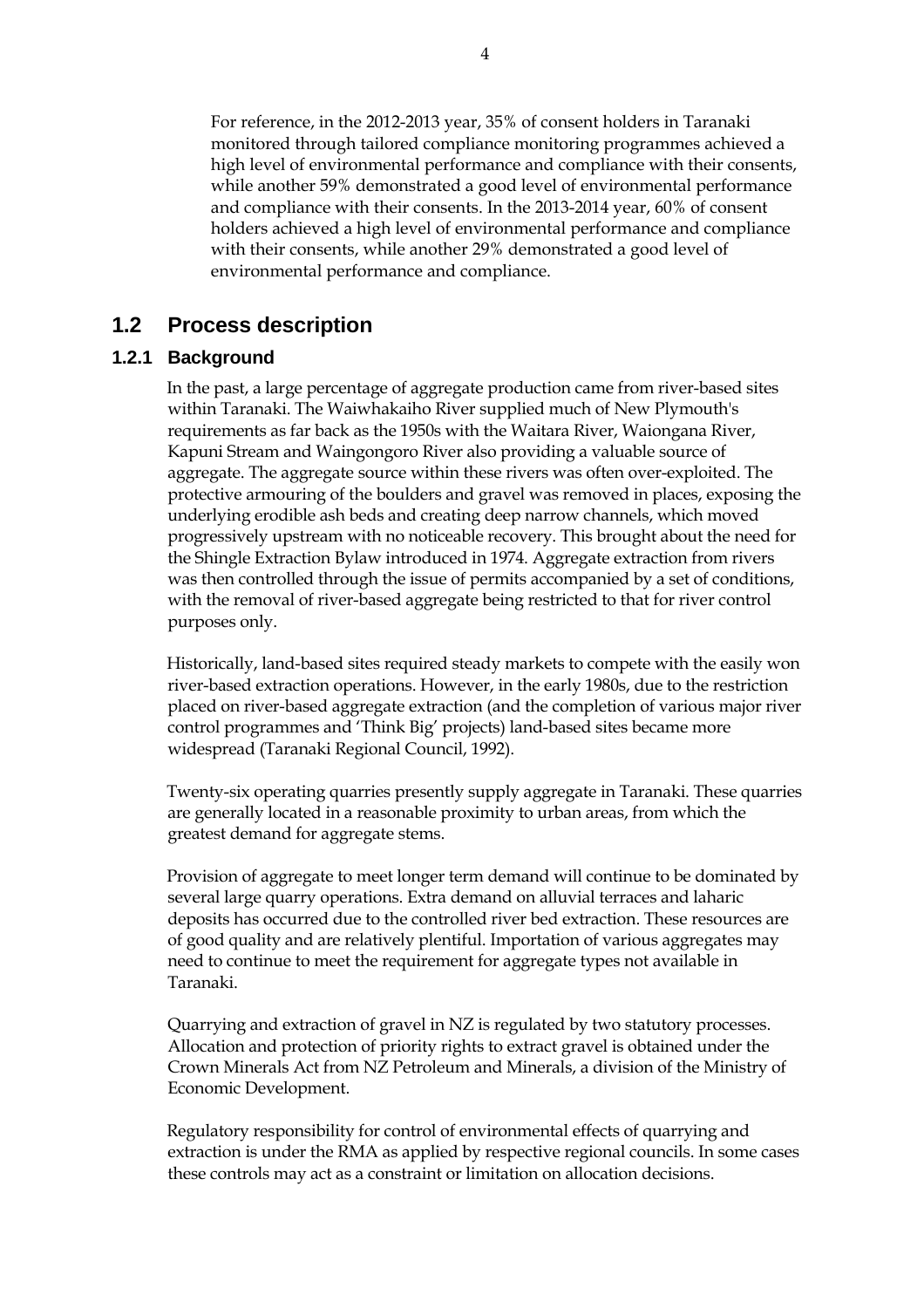For reference, in the 2012-2013 year, 35% of consent holders in Taranaki monitored through tailored compliance monitoring programmes achieved a high level of environmental performance and compliance with their consents, while another 59% demonstrated a good level of environmental performance and compliance with their consents. In the 2013-2014 year, 60% of consent holders achieved a high level of environmental performance and compliance with their consents, while another 29% demonstrated a good level of environmental performance and compliance.

## 1.2 Process description

### 1.2.1 Background

In the past, a large percentage of aggregate production came from river-based sites within Taranaki. The Waiwhakaiho River supplied much of New Plymouth's requirements as far back as the 1950s with the Waitara River, Waiongana River, Kapuni Stream and Waingongoro River also providing a valuable source of aggregate. The aggregate source within these rivers was often over-exploited. The protective armouring of the boulders and gravel was removed in places, exposing the underlying erodible ash beds and creating deep narrow channels, which moved progressively upstream with no noticeable recovery. This brought about the need for the Shingle Extraction Bylaw introduced in 1974. Aggregate extraction from rivers was then controlled through the issue of permits accompanied by a set of conditions, with the removal of river-based aggregate being restricted to that for river control purposes only.

Historically, land-based sites required steady markets to compete with the easily won river-based extraction operations. However, in the early 1980s, due to the restriction placed on river-based aggregate extraction (and the completion of various major river control programmes and 'Think Big' projects) land-based sites became more widespread (Taranaki Regional Council, 1992).

Twenty-six operating quarries presently supply aggregate in Taranaki. These quarries are generally located in a reasonable proximity to urban areas, from which the greatest demand for aggregate stems.

Provision of aggregate to meet longer term demand will continue to be dominated by several large quarry operations. Extra demand on alluvial terraces and laharic deposits has occurred due to the controlled river bed extraction. These resources are of good quality and are relatively plentiful. Importation of various aggregates may need to continue to meet the requirement for aggregate types not available in Taranaki.

Quarrying and extraction of gravel in NZ is regulated by two statutory processes. Allocation and protection of priority rights to extract gravel is obtained under the Crown Minerals Act from NZ Petroleum and Minerals, a division of the Ministry of Economic Development.

Regulatory responsibility for control of environmental effects of quarrying and extraction is under the RMA as applied by respective regional councils. In some cases these controls may act as a constraint or limitation on allocation decisions.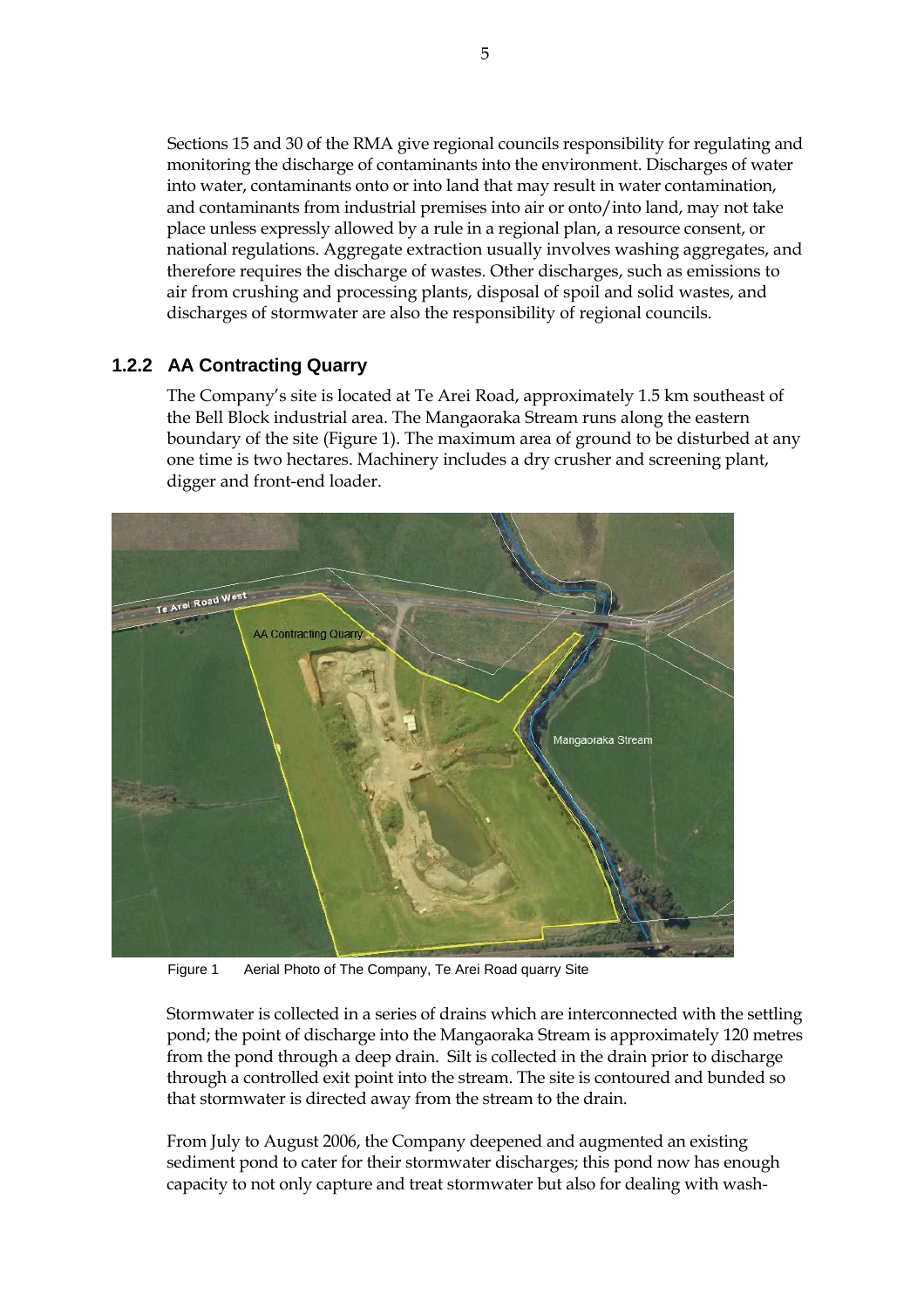Sections 15 and 30 of the RMA give regional councils responsibility for regulating and monitoring the discharge of contaminants into the environment. Discharges of water into water, contaminants onto or into land that may result in water contamination, and contaminants from industrial premises into air or onto/into land, may not take place unless expressly allowed by a rule in a regional plan, a resource consent, or national regulations. Aggregate extraction usually involves washing aggregates, and therefore requires the discharge of wastes. Other discharges, such as emissions to air from crushing and processing plants, disposal of spoil and solid wastes, and discharges of stormwater are also the responsibility of regional councils.

### 1.2.2 AA Contracting Quarry

The Company's site is located at Te Arei Road, approximately 1.5 km southeast of the Bell Block industrial area. The Mangaoraka Stream runs along the eastern boundary of the site (Figure 1). The maximum area of ground to be disturbed at any one time is two hectares. Machinery includes a dry crusher and screening plant, digger and front-end loader.

Figure 1 Aerial Photo of The Company, Te Arei Road quarry Site

Stormwater is collected in a series of drains which are interconnected with the settling pond; the point of discharge into the Mangaoraka Stream is approximately 120 metres from the pond through a deep drain. Silt is collected in the drain prior to discharge through a controlled exit point into the stream. The site is contoured and bunded so that stormwater is directed away from the stream to the drain.

From July to August 2006, the Company deepened and augmented an existing sediment pond to cater for their stormwater discharges; this pond now has enough capacity to not only capture and treat stormwater but also for dealing with wash-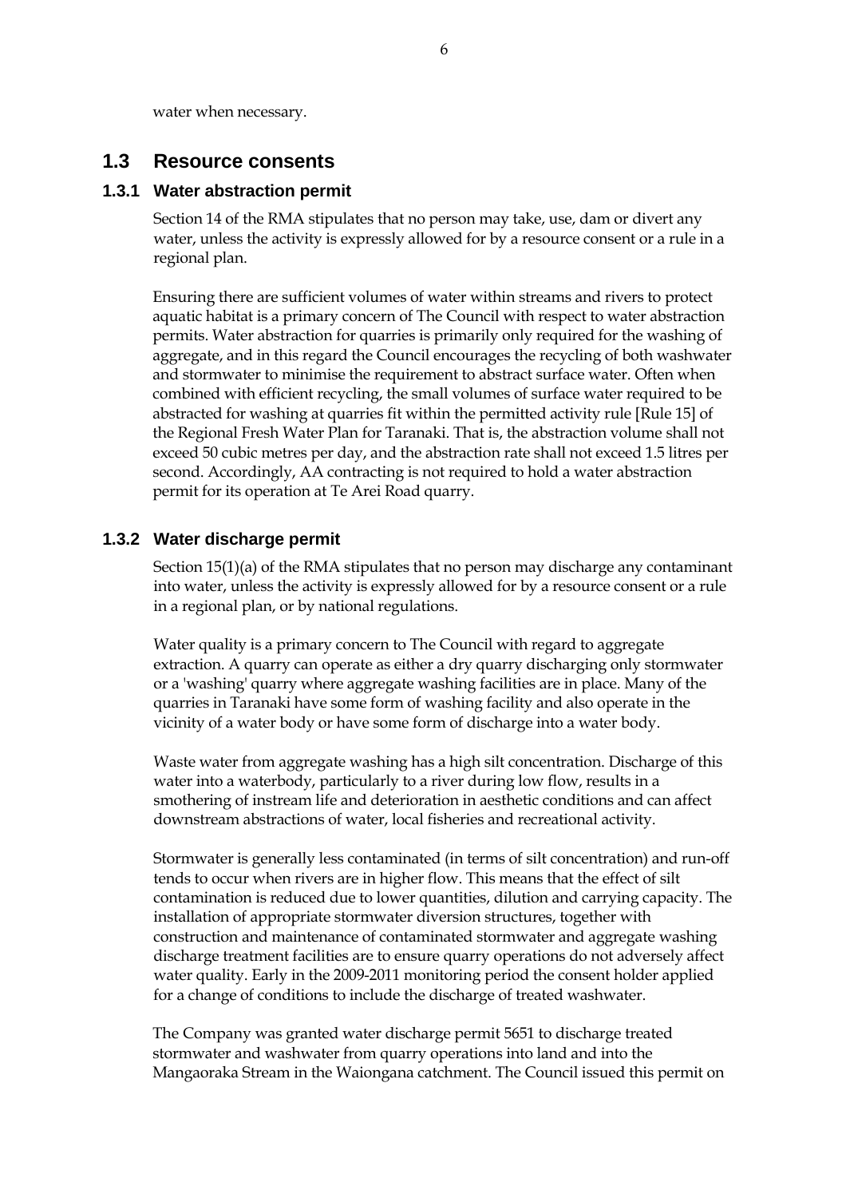water when necessary.

## 1.3 Resource consents

### 1.3.1 Water abstraction permit

Section 14 of the RMA stipulates that no person may take, use, dam or divert any water, unless the activity is expressly allowed for by a resource consent or a rule in a regional plan.

Ensuring there are sufficient volumes of water within streams and rivers to protect aquatic habitat is a primary concern of The Council with respect to water abstraction permits. Water abstraction for quarries is primarily only required for the washing of aggregate, and in this regard the Council encourages the recycling of both washwater and stormwater to minimise the requirement to abstract surface water. Often when combined with efficient recycling, the small volumes of surface water required to be abstracted for washing at quarries fit within the permitted activity rule [Rule 15] of the Regional Fresh Water Plan for Taranaki. That is, the abstraction volume shall not exceed 50 cubic metres per day, and the abstraction rate shall not exceed 1.5 litres per second. Accordingly, AA contracting is not required to hold a water abstraction permit for its operation at Te Arei Road quarry.

### 1.3.2 Water discharge permit

Section 15(1)(a) of the RMA stipulates that no person may discharge any contaminant into water, unless the activity is expressly allowed for by a resource consent or a rule in a regional plan, or by national regulations.

Water quality is a primary concern to The Council with regard to aggregate extraction. A quarry can operate as either a dry quarry discharging only stormwater or a 'washing' quarry where aggregate washing facilities are in place. Many of the quarries in Taranaki have some form of washing facility and also operate in the vicinity of a water body or have some form of discharge into a water body.

Waste water from aggregate washing has a high silt concentration. Discharge of this water into a waterbody, particularly to a river during low flow, results in a smothering of instream life and deterioration in aesthetic conditions and can affect downstream abstractions of water, local fisheries and recreational activity.

Stormwater is generally less contaminated (in terms of silt concentration) and run-off tends to occur when rivers are in higher flow. This means that the effect of silt contamination is reduced due to lower quantities, dilution and carrying capacity. The installation of appropriate stormwater diversion structures, together with construction and maintenance of contaminated stormwater and aggregate washing discharge treatment facilities are to ensure quarry operations do not adversely affect water quality. Early in the 2009-2011 monitoring period the consent holder applied for a change of conditions to include the discharge of treated washwater.

The Company was granted water discharge permit 5651 to discharge treated stormwater and washwater from quarry operations into land and into the Mangaoraka Stream in the Waiongana catchment. The Council issued this permit on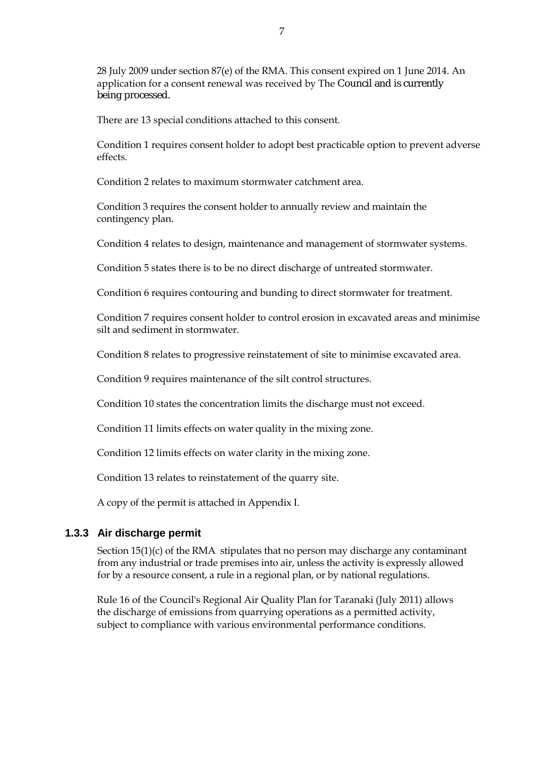28 July 2009 under section 87(e) of the RMA. This consent expired on 1 June 2014. An application for a consent renewal was received by The Council and is currently being processed.

There are 13 special conditions attached to this consent.

Condition 1 requires consent holder to adopt best practicable option to prevent adverse effects.

Condition 2 relates to maximum stormwater catchment area.

Condition 3 requires the consent holder to annually review and maintain the contingency plan.

Condition 4 relates to design, maintenance and management of stormwater systems.

Condition 5 states there is to be no direct discharge of untreated stormwater.

Condition 6 requires contouring and bunding to direct stormwater for treatment.

Condition 7 requires consent holder to control erosion in excavated areas and minimise silt and sediment in stormwater.

Condition 8 relates to progressive reinstatement of site to minimise excavated area.

Condition 9 requires maintenance of the silt control structures.

Condition 10 states the concentration limits the discharge must not exceed.

Condition 11 limits effects on water quality in the mixing zone.

Condition 12 limits effects on water clarity in the mixing zone.

Condition 13 relates to reinstatement of the quarry site.

A copy of the permit is attached in Appendix I.

### 1.3.3 Air discharge permit

Section 15(1)(c) of the RMA stipulates that no person may discharge any contaminant from any industrial or trade premises into air, unless the activity is expressly allowed for by a resource consent, a rule in a regional plan, or by national regulations.

Rule 16 of the Council's Regional Air Quality Plan for Taranaki (July 2011) allows the discharge of emissions from quarrying operations as a permitted activity, subject to compliance with various environmental performance conditions.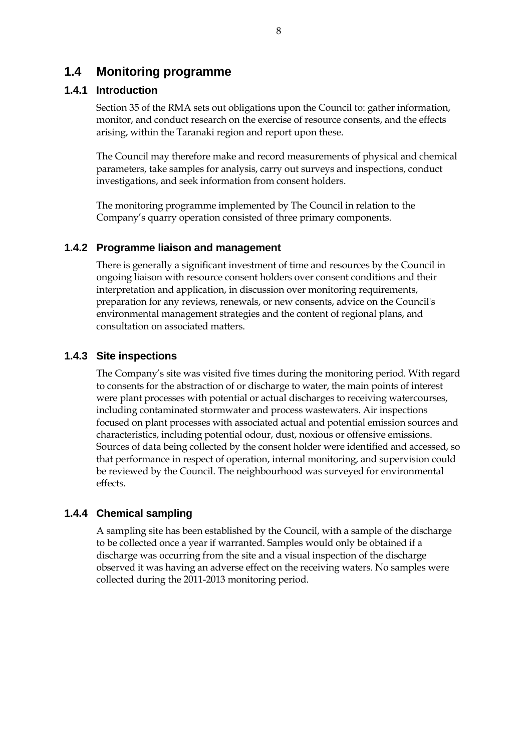## 1.4 Monitoring programme

### 1.4.1 Introduction

Section 35 of the RMA sets out obligations upon the Council to: gather information, monitor, and conduct research on the exercise of resource consents, and the effects arising, within the Taranaki region and report upon these.

The Council may therefore make and record measurements of physical and chemical parameters, take samples for analysis, carry out surveys and inspections, conduct investigations, and seek information from consent holders.

The monitoring programme implemented by The Council in relation to the Company's quarry operation consisted of three primary components.

### 1.4.2 Programme liaison and management

There is generally a significant investment of time and resources by the Council in ongoing liaison with resource consent holders over consent conditions and their interpretation and application, in discussion over monitoring requirements, preparation for any reviews, renewals, or new consents, advice on the Council's environmental management strategies and the content of regional plans, and consultation on associated matters.

### 1.4.3 Site inspections

The Company's site was visited five times during the monitoring period. With regard to consents for the abstraction of or discharge to water, the main points of interest were plant processes with potential or actual discharges to receiving watercourses, including contaminated stormwater and process wastewaters. Air inspections focused on plant processes with associated actual and potential emission sources and characteristics, including potential odour, dust, noxious or offensive emissions. Sources of data being collected by the consent holder were identified and accessed, so that performance in respect of operation, internal monitoring, and supervision could be reviewed by the Council. The neighbourhood was surveyed for environmental effects.

### 1.4.4 Chemical sampling

A sampling site has been established by the Council, with a sample of the discharge to be collected once a year if warranted. Samples would only be obtained if a discharge was occurring from the site and a visual inspection of the discharge observed it was having an adverse effect on the receiving waters. No samples were collected during the 2011-2013 monitoring period.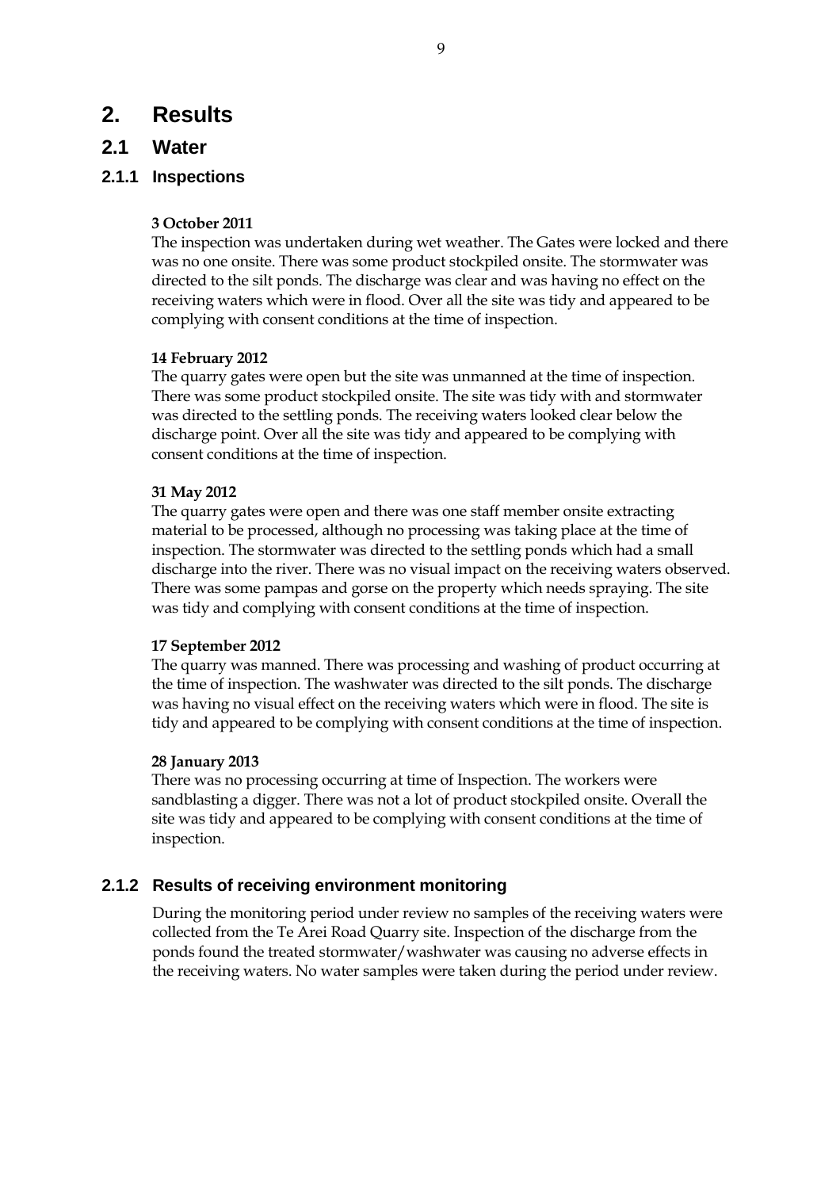# 2. Results

## 2.1 Water

### 2.1.1 Inspections

**3 October 2011**

The inspection was undertaken during wet weather. The Gates were locked and there was no one onsite. There was some product stockpiled onsite. The stormwater was directed to the silt ponds. The discharge was clear and was having no effect on the receiving waters which were in flood. Over all the site was tidy and appeared to be complying with consent conditions at the time of inspection.

**14 February 2012**

The quarry gates were open but the site was unmanned at the time of inspection. There was some product stockpiled onsite. The site was tidy with and stormwater was directed to the settling ponds. The receiving waters looked clear below the discharge point. Over all the site was tidy and appeared to be complying with consent conditions at the time of inspection.

**31 May 2012**

The quarry gates were open and there was one staff member onsite extracting material to be processed, although no processing was taking place at the time of inspection. The stormwater was directed to the settling ponds which had a small discharge into the river. There was no visual impact on the receiving waters observed. There was some pampas and gorse on the property which needs spraying. The site was tidy and complying with consent conditions at the time of inspection.

**17 September 2012**

The quarry was manned. There was processing and washing of product occurring at the time of inspection. The washwater was directed to the silt ponds. The discharge was having no visual effect on the receiving waters which were in flood. The site is tidy and appeared to be complying with consent conditions at the time of inspection.

**28 January 2013**

There was no processing occurring at time of Inspection. The workers were sandblasting a digger. There was not a lot of product stockpiled onsite. Overall the site was tidy and appeared to be complying with consent conditions at the time of inspection.

### 2.1.2 Results of receiving environment monitoring

During the monitoring period under review no samples of the receiving waters were collected from the Te Arei Road Quarry site. Inspection of the discharge from the ponds found the treated stormwater/washwater was causing no adverse effects in the receiving waters. No water samples were taken during the period under review.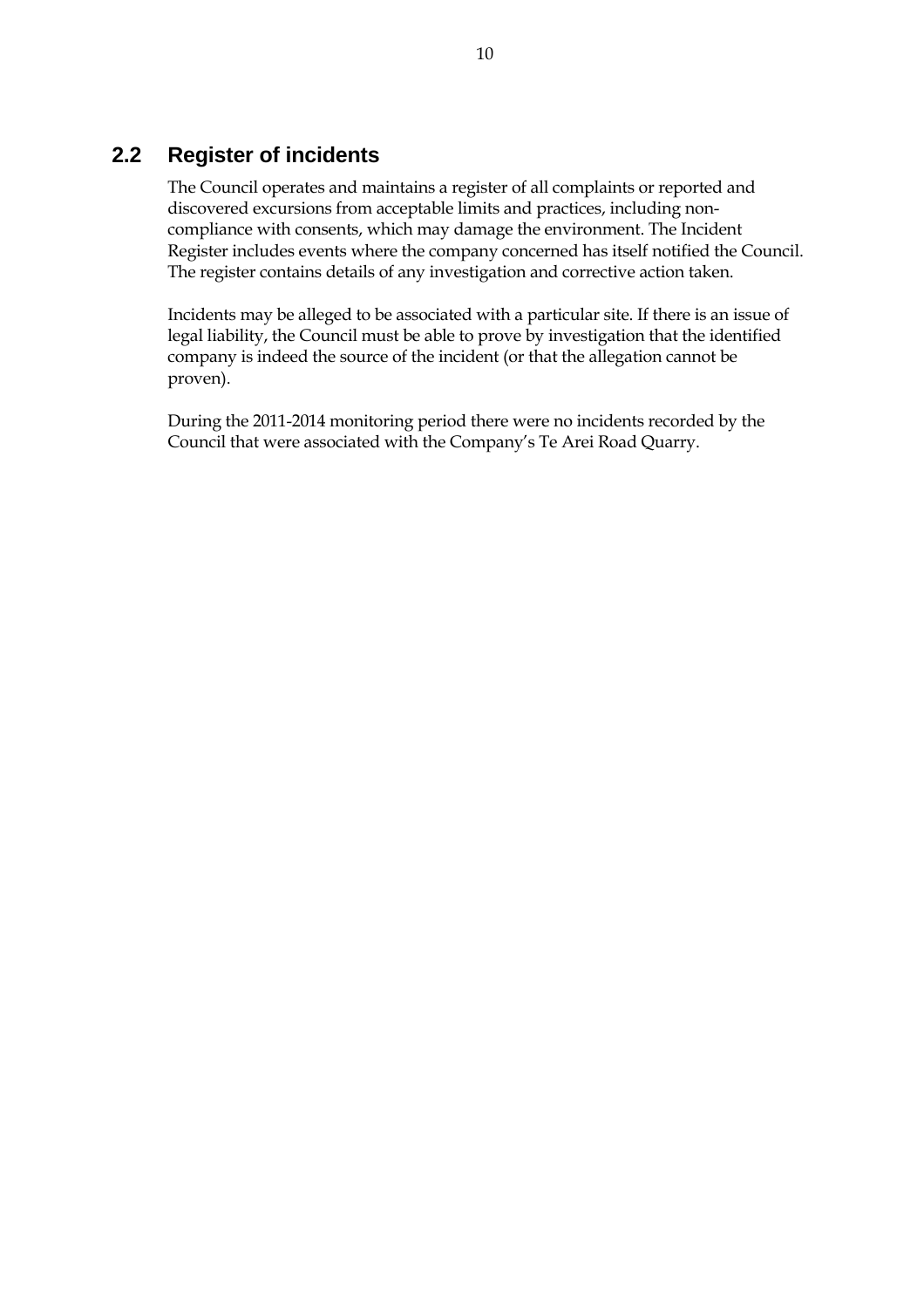## 2.2 Register of incidents

The Council operates and maintains a register of all complaints or reported and discovered excursions from acceptable limits and practices, including non-compliance with consents, which may damage the environment. The Incident Register includes events where the company concerned has itself notified the Council. The register contains details of any investigation and corrective action taken.

Incidents may be alleged to be associated with a particular site. If there is an issue of legal liability, the Council must be able to prove by investigation that the identified company is indeed the source of the incident (or that the allegation cannot be proven).

During the 2011-2014 monitoring period there were no incidents recorded by the Council that were associated with the Company's Te Arei Road Quarry.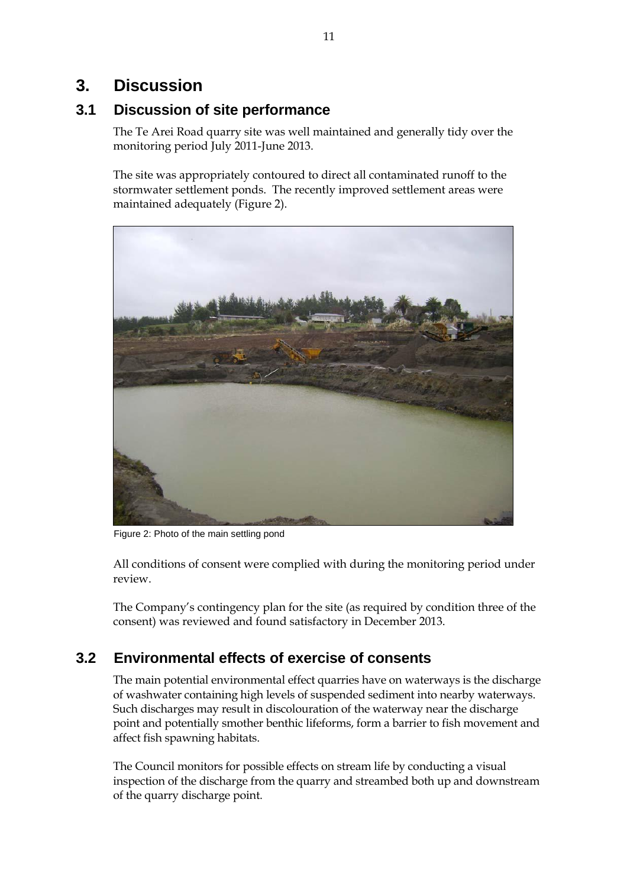# 3. Discussion

## 3.1 Discussion of site performance

The Te Arei Road quarry site was well maintained and generally tidy over the monitoring period July 2011-June 2013.

The site was appropriately contoured to direct all contaminated runoff to the stormwater settlement ponds. The recently improved settlement areas were maintained adequately (Figure 2).

Figure 2: Photo of the main settling pond

All conditions of consent were complied with during the monitoring period under review.

The Company's contingency plan for the site (as required by condition three of the consent) was reviewed and found satisfactory in December 2013.

## 3.2 Environmental effects of exercise of consents

The main potential environmental effect quarries have on waterways is the discharge of washwater containing high levels of suspended sediment into nearby waterways. Such discharges may result in discolouration of the waterway near the discharge point and potentially smother benthic lifeforms, form a barrier to fish movement and affect fish spawning habitats.

The Council monitors for possible effects on stream life by conducting a visual inspection of the discharge from the quarry and streambed both up and downstream of the quarry discharge point.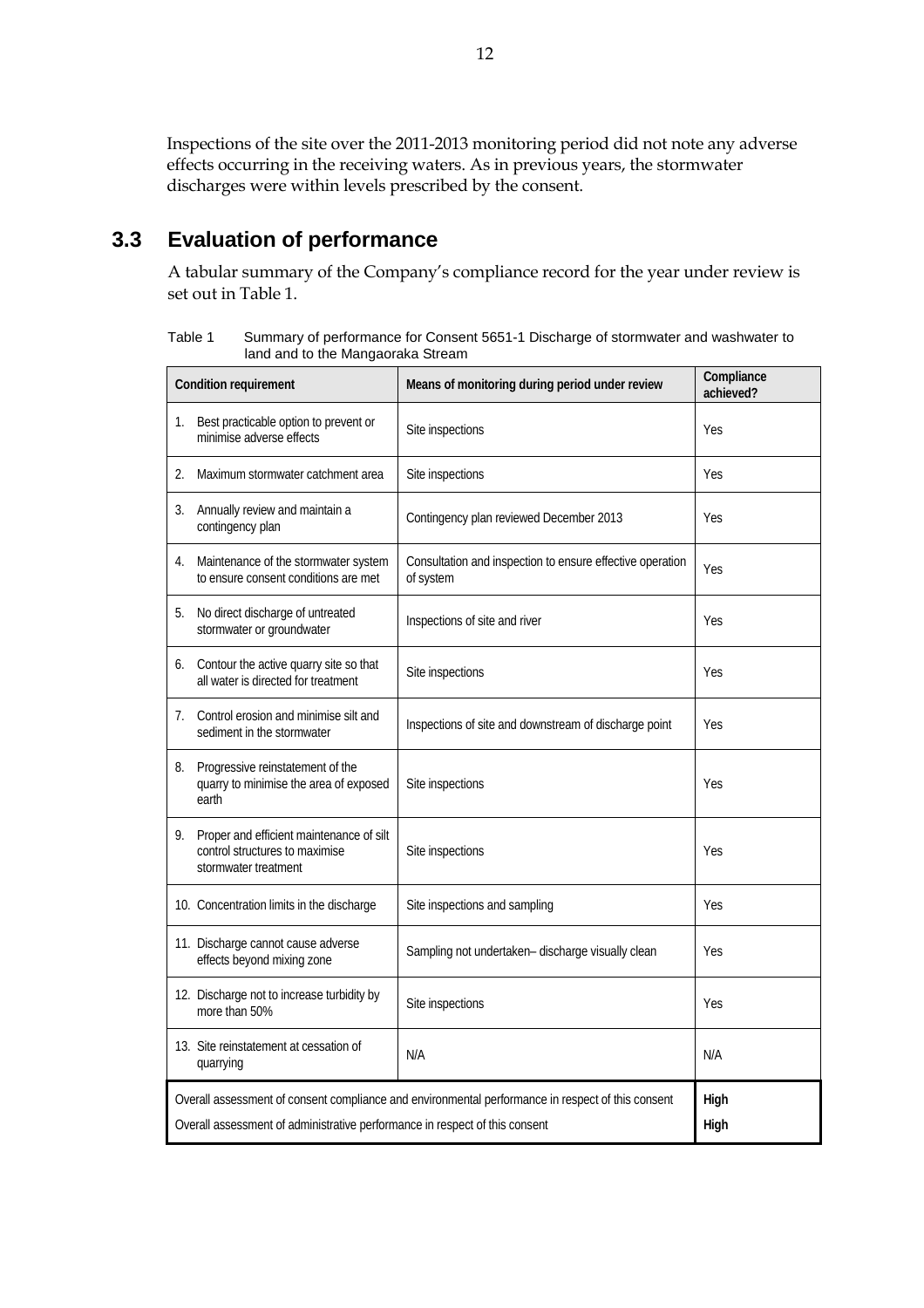Inspections of the site over the 2011-2013 monitoring period did not note any adverse effects occurring in the receiving waters. As in previous years, the stormwater discharges were within levels prescribed by the consent.

## 3.3 Evaluation of performance

A tabular summary of the Company's compliance record for the year under review is set out in Table 1.

Table 1 Summary of performance for Consent 5651-1 Discharge of stormwater and washwater to land and to the Mangaoraka Stream

| Condition requirement | Means of monitoring during period under review | Compliance achieved? |
|---|---|---|
| 1. Best practicable option to prevent or minimise adverse effects | Site inspections | Yes |
| 2. Maximum stormwater catchment area | Site inspections | Yes |
| 3. Annually review and maintain a contingency plan | Contingency plan reviewed December 2013 | Yes |
| 4. Maintenance of the stormwater system to ensure consent conditions are met | Consultation and inspection to ensure effective operation of system | Yes |
| 5. No direct discharge of untreated stormwater or groundwater | Inspections of site and river | Yes |
| 6. Contour the active quarry site so that all water is directed for treatment | Site inspections | Yes |
| 7. Control erosion and minimise silt and sediment in the stormwater | Inspections of site and downstream of discharge point | Yes |
| 8. Progressive reinstatement of the quarry to minimise the area of exposed earth | Site inspections | Yes |
| 9. Proper and efficient maintenance of silt control structures to maximise stormwater treatment | Site inspections | Yes |
| 10. Concentration limits in the discharge | Site inspections and sampling | Yes |
| 11. Discharge cannot cause adverse effects beyond mixing zone | Sampling not undertaken– discharge visually clean | Yes |
| 12. Discharge not to increase turbidity by more than 50% | Site inspections | Yes |
| 13. Site reinstatement at cessation of quarrying | N/A | N/A |
| Overall assessment of consent compliance and environmental performance in respect of this consent | | **High** |
| Overall assessment of administrative performance in respect of this consent | | **High** |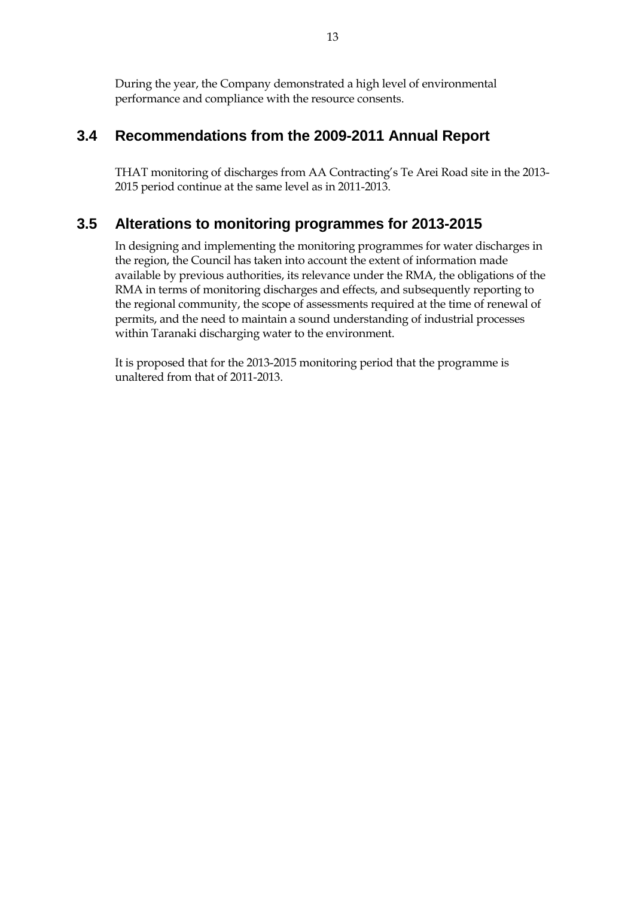During the year, the Company demonstrated a high level of environmental performance and compliance with the resource consents.

## 3.4 Recommendations from the 2009-2011 Annual Report

THAT monitoring of discharges from AA Contracting's Te Arei Road site in the 2013-2015 period continue at the same level as in 2011-2013.

## 3.5 Alterations to monitoring programmes for 2013-2015

In designing and implementing the monitoring programmes for water discharges in the region, the Council has taken into account the extent of information made available by previous authorities, its relevance under the RMA, the obligations of the RMA in terms of monitoring discharges and effects, and subsequently reporting to the regional community, the scope of assessments required at the time of renewal of permits, and the need to maintain a sound understanding of industrial processes within Taranaki discharging water to the environment.

It is proposed that for the 2013-2015 monitoring period that the programme is unaltered from that of 2011-2013.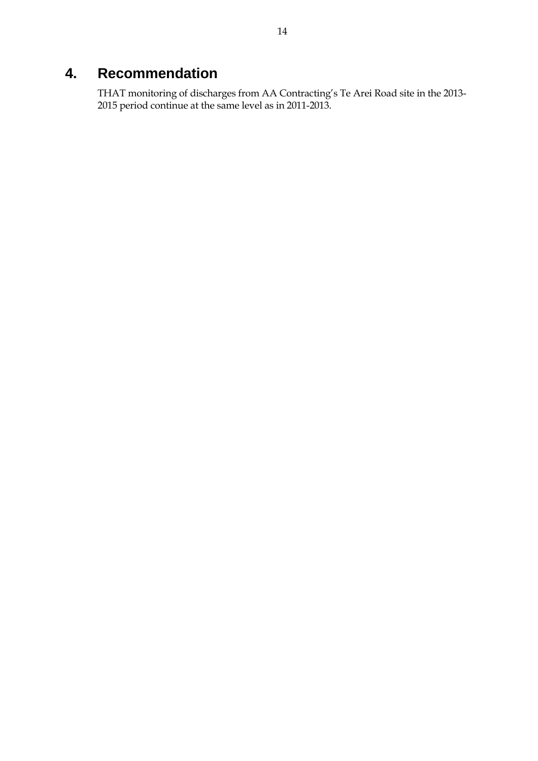# 4. Recommendation

THAT monitoring of discharges from AA Contracting's Te Arei Road site in the 2013-2015 period continue at the same level as in 2011-2013.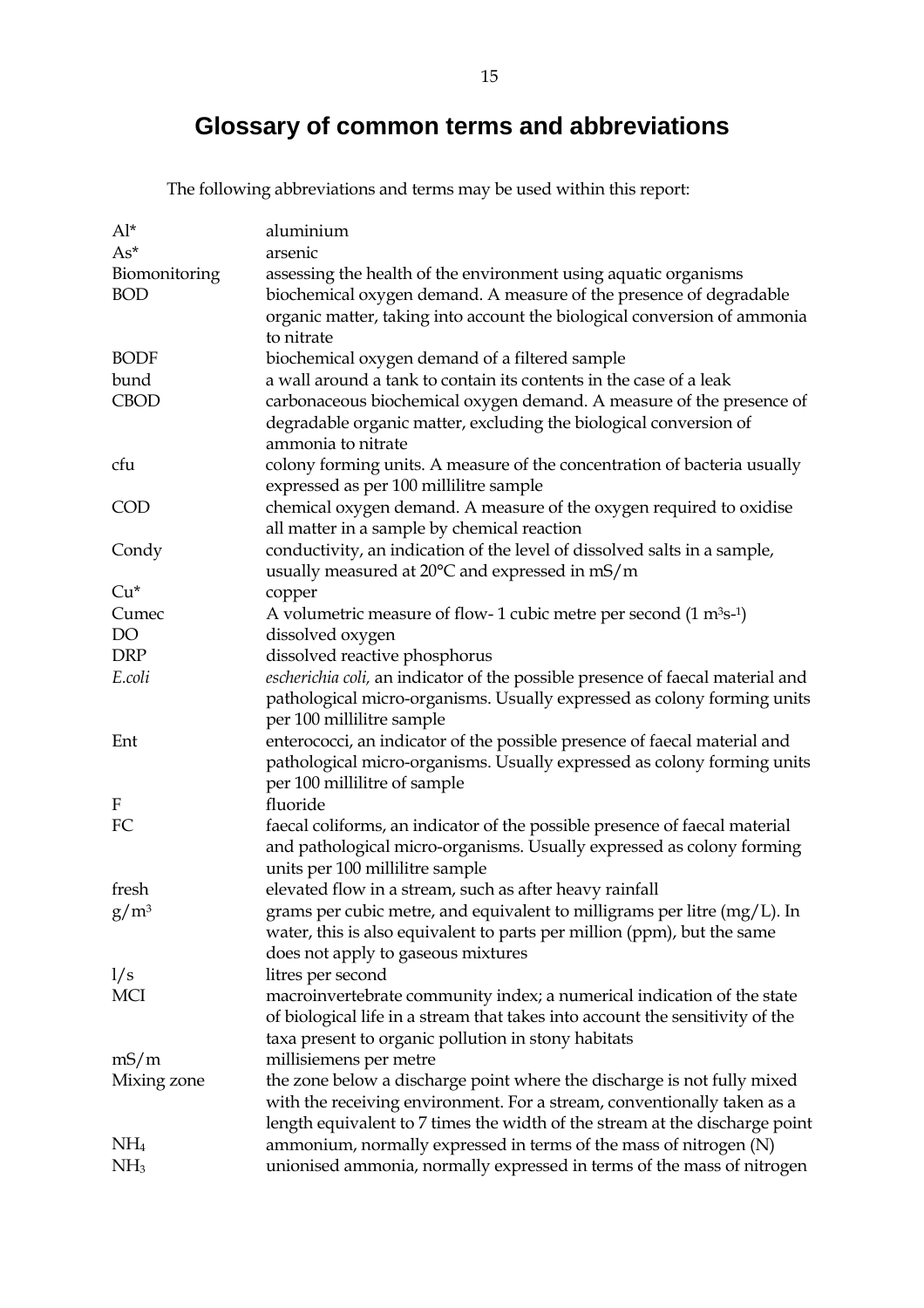# Glossary of common terms and abbreviations

The following abbreviations and terms may be used within this report:

| | |
|---|---|
| Al* | aluminium |
| As* | arsenic |
| Biomonitoring | assessing the health of the environment using aquatic organisms |
| BOD | biochemical oxygen demand. A measure of the presence of degradable organic matter, taking into account the biological conversion of ammonia to nitrate |
| BODF | biochemical oxygen demand of a filtered sample |
| bund | a wall around a tank to contain its contents in the case of a leak |
| CBOD | carbonaceous biochemical oxygen demand. A measure of the presence of degradable organic matter, excluding the biological conversion of ammonia to nitrate |
| cfu | colony forming units. A measure of the concentration of bacteria usually expressed as per 100 millilitre sample |
| COD | chemical oxygen demand. A measure of the oxygen required to oxidise all matter in a sample by chemical reaction |
| Condy | conductivity, an indication of the level of dissolved salts in a sample, usually measured at 20°C and expressed in mS/m |
| Cu* | copper |
| Cumec | A volumetric measure of flow- 1 cubic metre per second ($1\ m^3s^{-1}$) |
| DO | dissolved oxygen |
| DRP | dissolved reactive phosphorus |
| *E.coli* | *escherichia coli*, an indicator of the possible presence of faecal material and pathological micro-organisms. Usually expressed as colony forming units per 100 millilitre sample |
| Ent | enterococci, an indicator of the possible presence of faecal material and pathological micro-organisms. Usually expressed as colony forming units per 100 millilitre of sample |
| F | fluoride |
| FC | faecal coliforms, an indicator of the possible presence of faecal material and pathological micro-organisms. Usually expressed as colony forming units per 100 millilitre sample |
| fresh | elevated flow in a stream, such as after heavy rainfall |
| $g/m^3$ | grams per cubic metre, and equivalent to milligrams per litre (mg/L). In water, this is also equivalent to parts per million (ppm), but the same does not apply to gaseous mixtures |
| l/s | litres per second |
| MCI | macroinvertebrate community index; a numerical indication of the state of biological life in a stream that takes into account the sensitivity of the taxa present to organic pollution in stony habitats |
| mS/m | millisiemens per metre |
| Mixing zone | the zone below a discharge point where the discharge is not fully mixed with the receiving environment. For a stream, conventionally taken as a length equivalent to 7 times the width of the stream at the discharge point |
| $NH_4$ | ammonium, normally expressed in terms of the mass of nitrogen (N) |
| $NH_3$ | unionised ammonia, normally expressed in terms of the mass of nitrogen |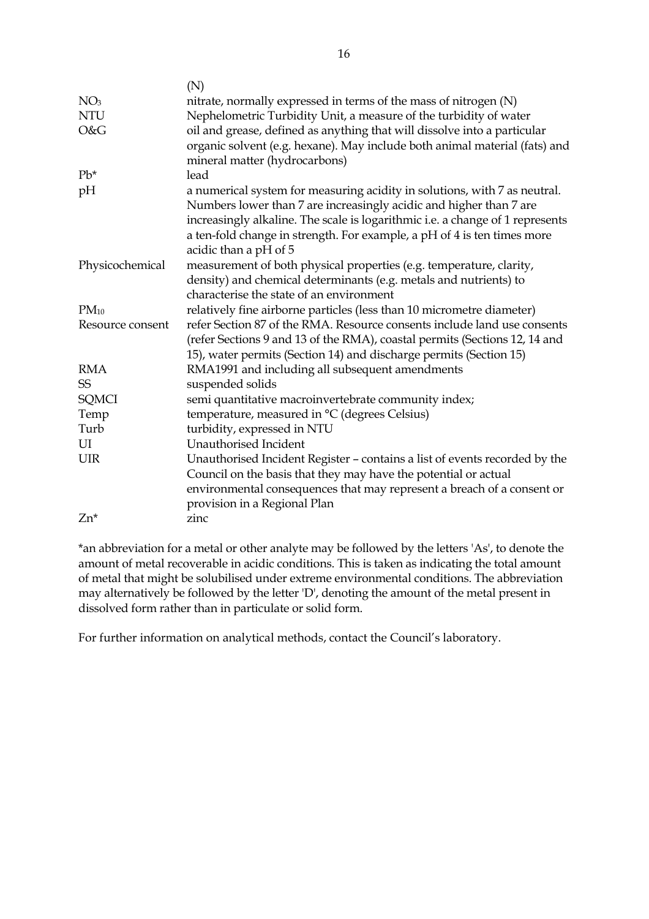| | |
|---|---|
| | (N) |
| $NO_3$ | nitrate, normally expressed in terms of the mass of nitrogen (N) |
| NTU | Nephelometric Turbidity Unit, a measure of the turbidity of water |
| O&G | oil and grease, defined as anything that will dissolve into a particular organic solvent (e.g. hexane). May include both animal material (fats) and mineral matter (hydrocarbons) |
| Pb* | lead |
| pH | a numerical system for measuring acidity in solutions, with 7 as neutral. Numbers lower than 7 are increasingly acidic and higher than 7 are increasingly alkaline. The scale is logarithmic i.e. a change of 1 represents a ten-fold change in strength. For example, a pH of 4 is ten times more acidic than a pH of 5 |
| Physicochemical | measurement of both physical properties (e.g. temperature, clarity, density) and chemical determinants (e.g. metals and nutrients) to characterise the state of an environment |
| $PM_{10}$ | relatively fine airborne particles (less than 10 micrometre diameter) |
| Resource consent | refer Section 87 of the RMA. Resource consents include land use consents (refer Sections 9 and 13 of the RMA), coastal permits (Sections 12, 14 and 15), water permits (Section 14) and discharge permits (Section 15) |
| RMA | RMA1991 and including all subsequent amendments |
| SS | suspended solids |
| SQMCI | semi quantitative macroinvertebrate community index; |
| Temp | temperature, measured in °C (degrees Celsius) |
| Turb | turbidity, expressed in NTU |
| UI | Unauthorised Incident |
| UIR | Unauthorised Incident Register – contains a list of events recorded by the Council on the basis that they may have the potential or actual environmental consequences that may represent a breach of a consent or provision in a Regional Plan |
| Zn* | zinc |

*an abbreviation for a metal or other analyte may be followed by the letters 'As', to denote the amount of metal recoverable in acidic conditions. This is taken as indicating the total amount of metal that might be solubilised under extreme environmental conditions. The abbreviation may alternatively be followed by the letter 'D', denoting the amount of the metal present in dissolved form rather than in particulate or solid form.

For further information on analytical methods, contact the Council's laboratory.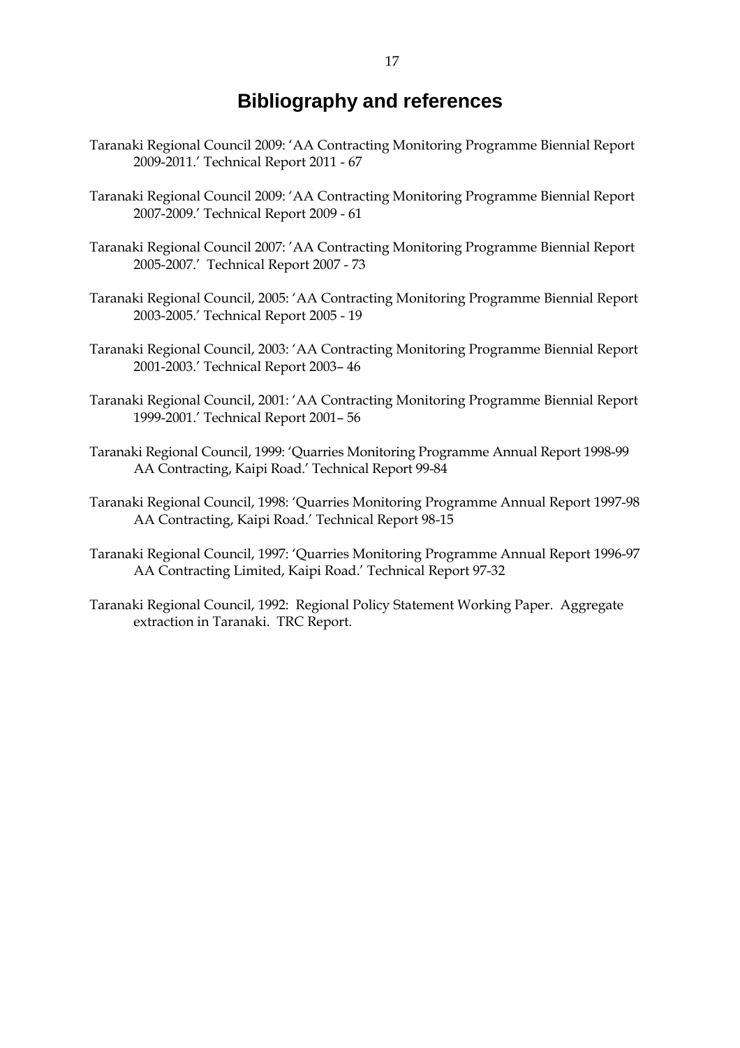# Bibliography and references

Taranaki Regional Council 2009: 'AA Contracting Monitoring Programme Biennial Report 2009-2011.' Technical Report 2011 - 67

Taranaki Regional Council 2009: 'AA Contracting Monitoring Programme Biennial Report 2007-2009.' Technical Report 2009 - 61

Taranaki Regional Council 2007: 'AA Contracting Monitoring Programme Biennial Report 2005-2007.' Technical Report 2007 - 73

Taranaki Regional Council, 2005: 'AA Contracting Monitoring Programme Biennial Report 2003-2005.' Technical Report 2005 - 19

Taranaki Regional Council, 2003: 'AA Contracting Monitoring Programme Biennial Report 2001-2003.' Technical Report 2003– 46

Taranaki Regional Council, 2001: 'AA Contracting Monitoring Programme Biennial Report 1999-2001.' Technical Report 2001– 56

Taranaki Regional Council, 1999: 'Quarries Monitoring Programme Annual Report 1998-99 AA Contracting, Kaipi Road.' Technical Report 99-84

Taranaki Regional Council, 1998: 'Quarries Monitoring Programme Annual Report 1997-98 AA Contracting, Kaipi Road.' Technical Report 98-15

Taranaki Regional Council, 1997: 'Quarries Monitoring Programme Annual Report 1996-97 AA Contracting Limited, Kaipi Road.' Technical Report 97-32

Taranaki Regional Council, 1992: Regional Policy Statement Working Paper. Aggregate extraction in Taranaki. TRC Report.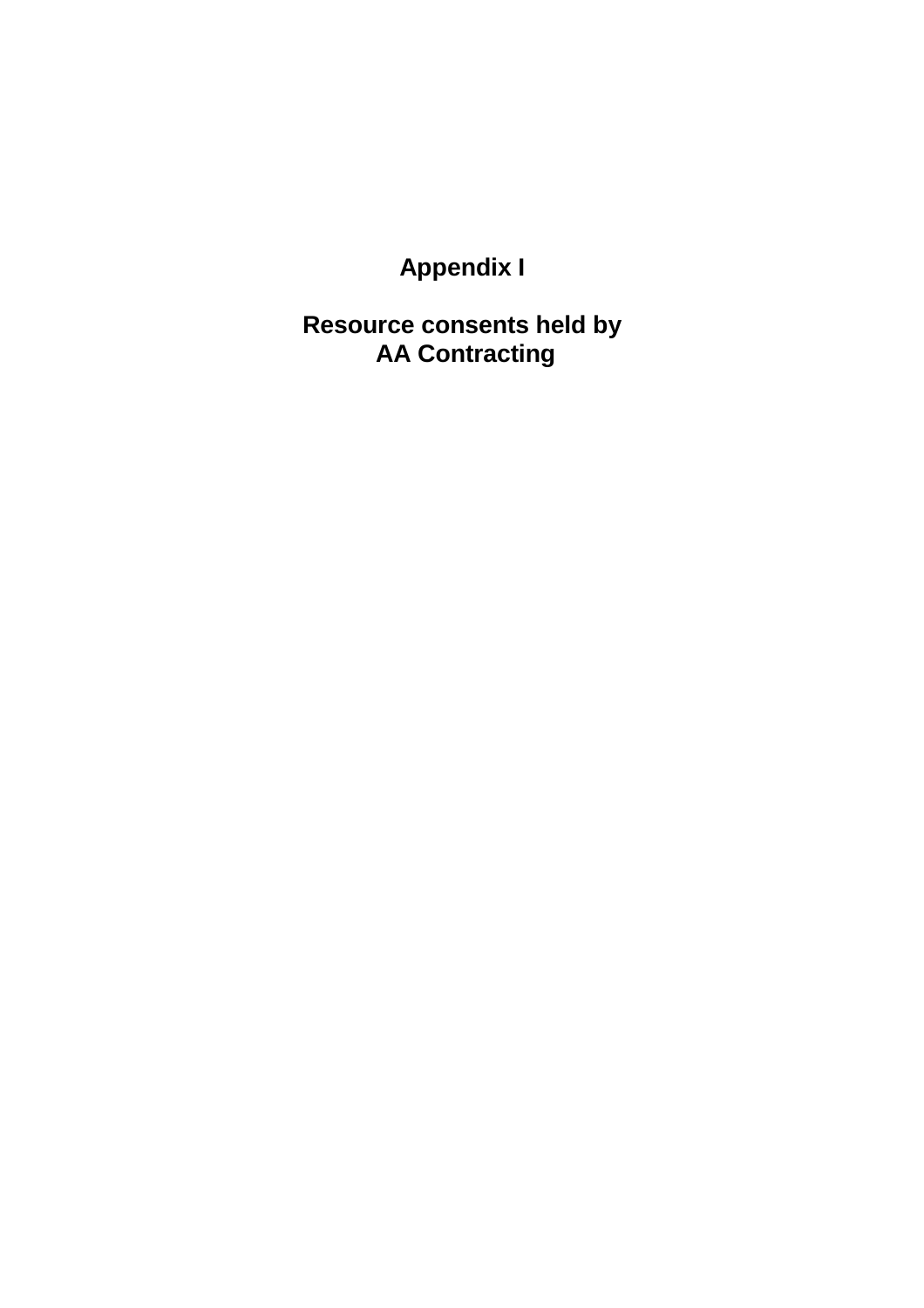# Appendix I

## Resource consents held by AA Contracting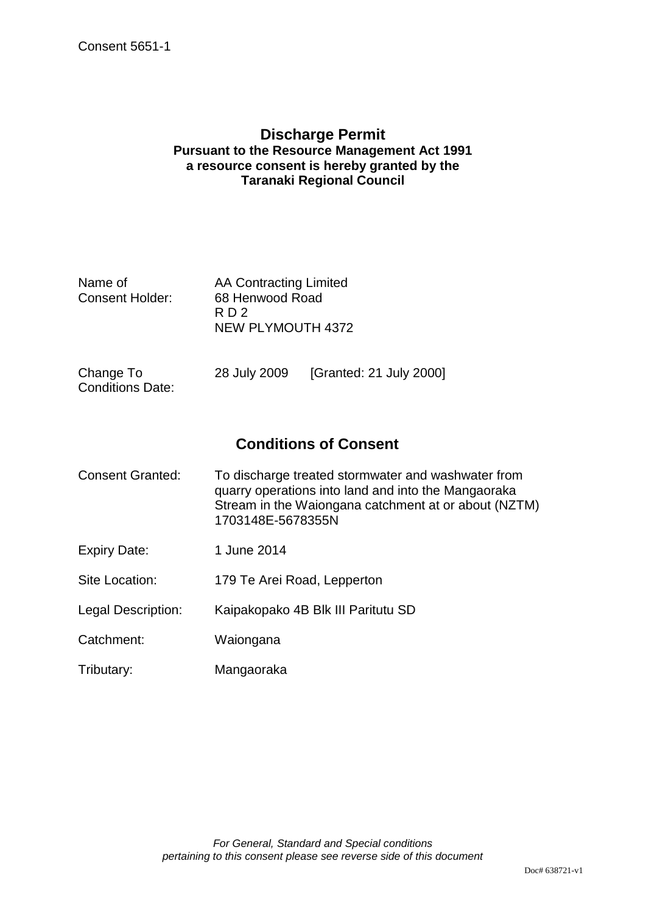Consent 5651-1

# Discharge Permit

**Pursuant to the Resource Management Act 1991**
**a resource consent is hereby granted by the**
**Taranaki Regional Council**

| | |
|---|---|
| Name of Consent Holder: | AA Contracting Limited<br>68 Henwood Road<br>R D 2<br>NEW PLYMOUTH 4372 |
| Change To Conditions Date: | 28 July 2009 [Granted: 21 July 2000] |

## Conditions of Consent

| | |
|---|---|
| Consent Granted: | To discharge treated stormwater and washwater from quarry operations into land and into the Mangaoraka Stream in the Waiongana catchment at or about (NZTM) 1703148E-5678355N |
| Expiry Date: | 1 June 2014 |
| Site Location: | 179 Te Arei Road, Lepperton |
| Legal Description: | Kaipakopako 4B Blk III Paritutu SD |
| Catchment: | Waiongana |
| Tributary: | Mangaoraka |

*For General, Standard and Special conditions pertaining to this consent please see reverse side of this document*

Doc# 638721-v1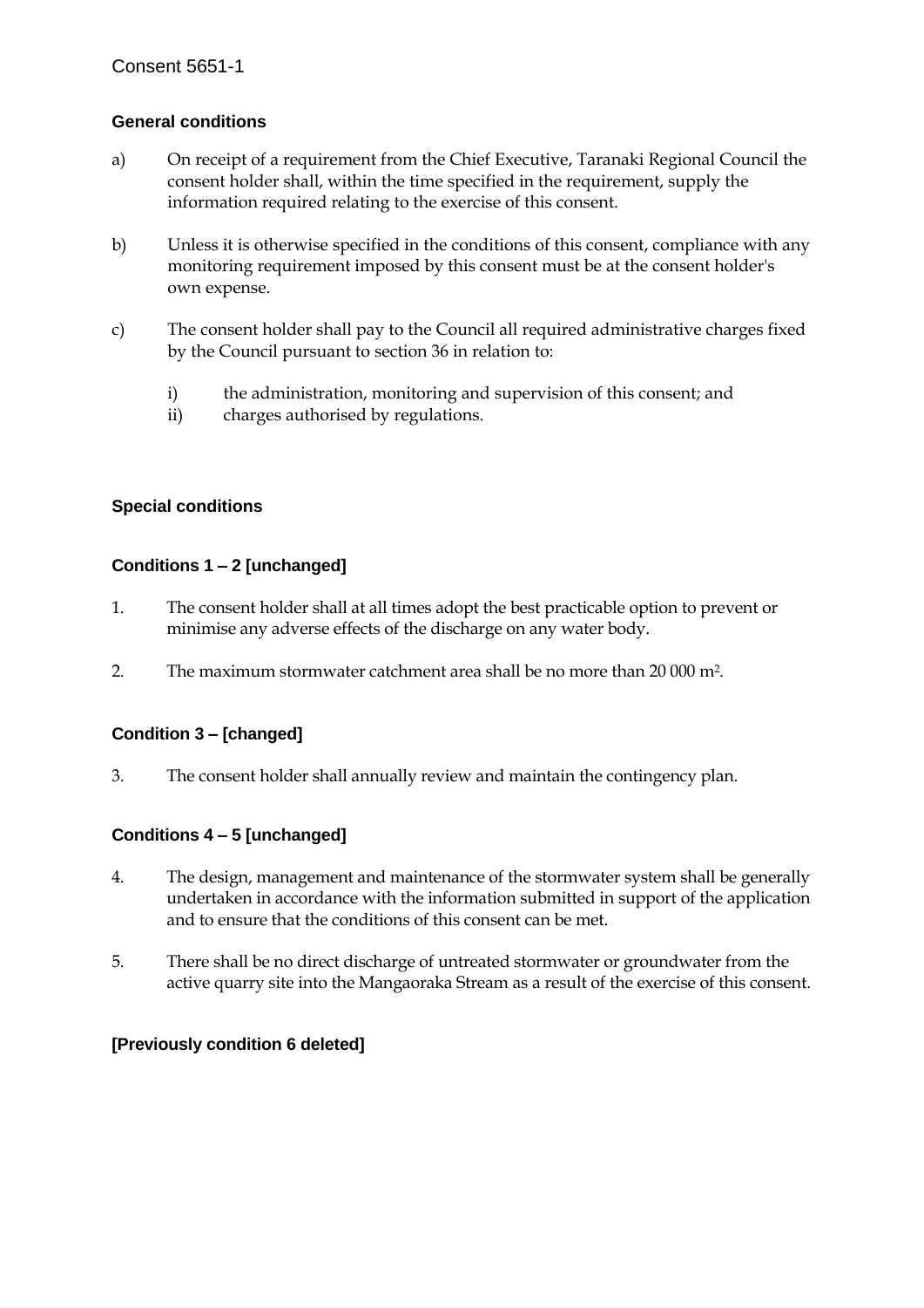Consent 5651-1

## General conditions

a) On receipt of a requirement from the Chief Executive, Taranaki Regional Council the consent holder shall, within the time specified in the requirement, supply the information required relating to the exercise of this consent.

b) Unless it is otherwise specified in the conditions of this consent, compliance with any monitoring requirement imposed by this consent must be at the consent holder's own expense.

c) The consent holder shall pay to the Council all required administrative charges fixed by the Council pursuant to section 36 in relation to:

   i) the administration, monitoring and supervision of this consent; and
   ii) charges authorised by regulations.

## Special conditions

### Conditions 1 – 2 [unchanged]

1. The consent holder shall at all times adopt the best practicable option to prevent or minimise any adverse effects of the discharge on any water body.

2. The maximum stormwater catchment area shall be no more than 20 000 $m^2$.

### Condition 3 – [changed]

3. The consent holder shall annually review and maintain the contingency plan.

### Conditions 4 – 5 [unchanged]

4. The design, management and maintenance of the stormwater system shall be generally undertaken in accordance with the information submitted in support of the application and to ensure that the conditions of this consent can be met.

5. There shall be no direct discharge of untreated stormwater or groundwater from the active quarry site into the Mangaoraka Stream as a result of the exercise of this consent.

### [Previously condition 6 deleted]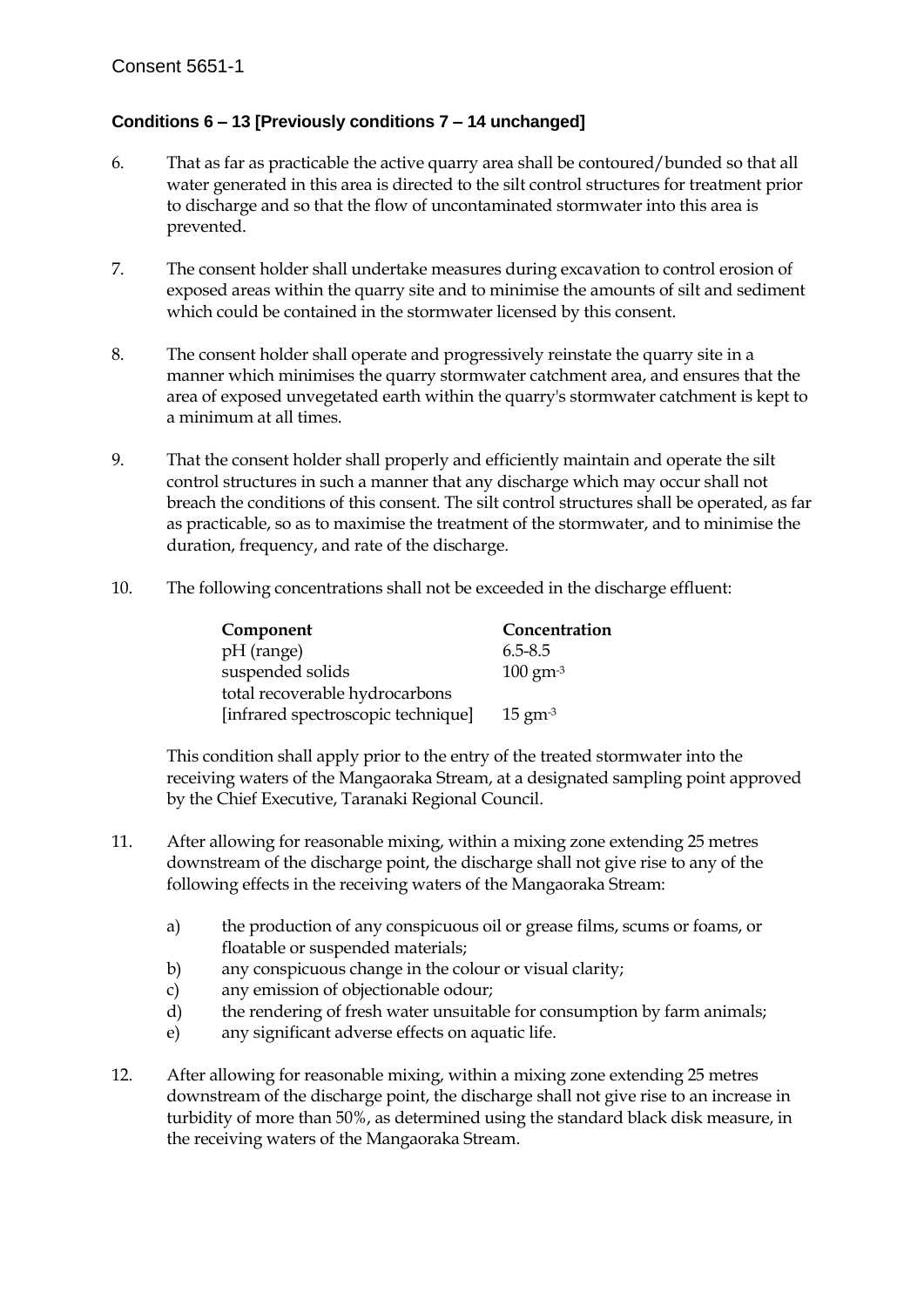Consent 5651-1

**Conditions 6 – 13 [Previously conditions 7 – 14 unchanged]**

6. That as far as practicable the active quarry area shall be contoured/bunded so that all water generated in this area is directed to the silt control structures for treatment prior to discharge and so that the flow of uncontaminated stormwater into this area is prevented.

7. The consent holder shall undertake measures during excavation to control erosion of exposed areas within the quarry site and to minimise the amounts of silt and sediment which could be contained in the stormwater licensed by this consent.

8. The consent holder shall operate and progressively reinstate the quarry site in a manner which minimises the quarry stormwater catchment area, and ensures that the area of exposed unvegetated earth within the quarry's stormwater catchment is kept to a minimum at all times.

9. That the consent holder shall properly and efficiently maintain and operate the silt control structures in such a manner that any discharge which may occur shall not breach the conditions of this consent. The silt control structures shall be operated, as far as practicable, so as to maximise the treatment of the stormwater, and to minimise the duration, frequency, and rate of the discharge.

10. The following concentrations shall not be exceeded in the discharge effluent:

| Component | Concentration |
|---|---|
| pH (range) | 6.5-8.5 |
| suspended solids | 100 $gm^{-3}$ |
| total recoverable hydrocarbons [infrared spectroscopic technique] | 15 $gm^{-3}$ |

This condition shall apply prior to the entry of the treated stormwater into the receiving waters of the Mangaoraka Stream, at a designated sampling point approved by the Chief Executive, Taranaki Regional Council.

11. After allowing for reasonable mixing, within a mixing zone extending 25 metres downstream of the discharge point, the discharge shall not give rise to any of the following effects in the receiving waters of the Mangaoraka Stream:

    a) the production of any conspicuous oil or grease films, scums or foams, or floatable or suspended materials;
    b) any conspicuous change in the colour or visual clarity;
    c) any emission of objectionable odour;
    d) the rendering of fresh water unsuitable for consumption by farm animals;
    e) any significant adverse effects on aquatic life.

12. After allowing for reasonable mixing, within a mixing zone extending 25 metres downstream of the discharge point, the discharge shall not give rise to an increase in turbidity of more than 50%, as determined using the standard black disk measure, in the receiving waters of the Mangaoraka Stream.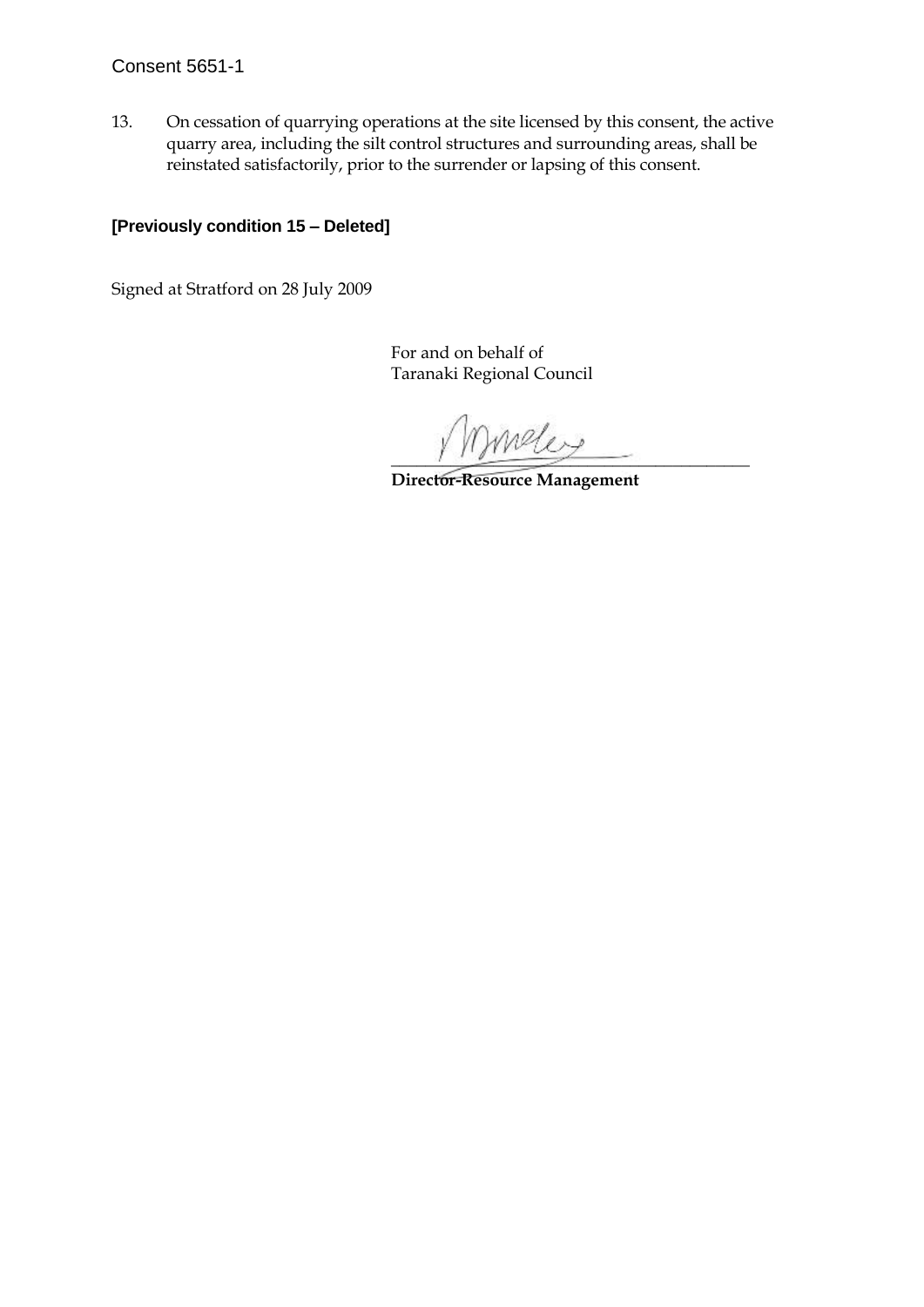Consent 5651-1

13. On cessation of quarrying operations at the site licensed by this consent, the active quarry area, including the silt control structures and surrounding areas, shall be reinstated satisfactorily, prior to the surrender or lapsing of this consent.

**[Previously condition 15 – Deleted]**

Signed at Stratford on 28 July 2009

For and on behalf of
Taranaki Regional Council

\_\_\_\_\_\_\_\_\_\_\_\_\_\_\_\_\_\_\_\_\_\_\_\_\_\_\_\_\_\_\_\_\_\_\_\_\_\_\_\_\_\_\_\_

**Director-Resource Management**